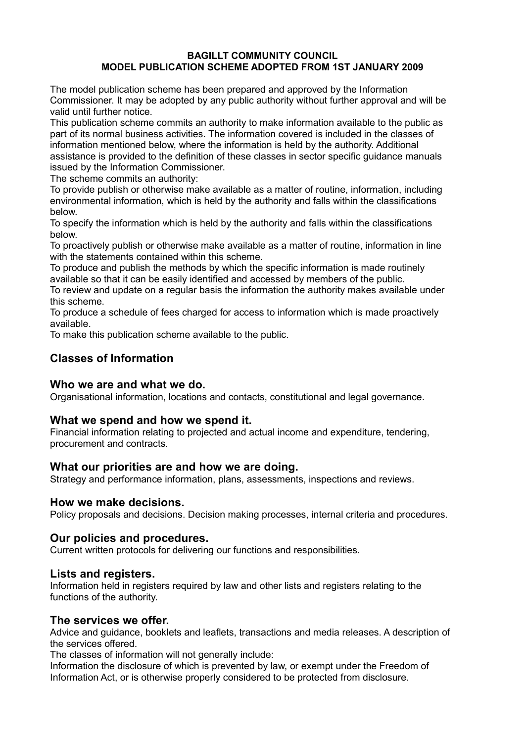**BAGILLT COMMUNITY COUNCIL**
**MODEL PUBLICATION SCHEME ADOPTED FROM 1ST JANUARY 2009**

The model publication scheme has been prepared and approved by the Information Commissioner. It may be adopted by any public authority without further approval and will be valid until further notice.

This publication scheme commits an authority to make information available to the public as part of its normal business activities. The information covered is included in the classes of information mentioned below, where the information is held by the authority. Additional assistance is provided to the definition of these classes in sector specific guidance manuals issued by the Information Commissioner.

The scheme commits an authority:

To provide publish or otherwise make available as a matter of routine, information, including environmental information, which is held by the authority and falls within the classifications below.

To specify the information which is held by the authority and falls within the classifications below.

To proactively publish or otherwise make available as a matter of routine, information in line with the statements contained within this scheme.

To produce and publish the methods by which the specific information is made routinely available so that it can be easily identified and accessed by members of the public.

To review and update on a regular basis the information the authority makes available under this scheme.

To produce a schedule of fees charged for access to information which is made proactively available.

To make this publication scheme available to the public.

## Classes of Information

### Who we are and what we do.

Organisational information, locations and contacts, constitutional and legal governance.

### What we spend and how we spend it.

Financial information relating to projected and actual income and expenditure, tendering, procurement and contracts.

### What our priorities are and how we are doing.

Strategy and performance information, plans, assessments, inspections and reviews.

### How we make decisions.

Policy proposals and decisions. Decision making processes, internal criteria and procedures.

### Our policies and procedures.

Current written protocols for delivering our functions and responsibilities.

### Lists and registers.

Information held in registers required by law and other lists and registers relating to the functions of the authority.

### The services we offer.

Advice and guidance, booklets and leaflets, transactions and media releases. A description of the services offered.

The classes of information will not generally include:

Information the disclosure of which is prevented by law, or exempt under the Freedom of Information Act, or is otherwise properly considered to be protected from disclosure.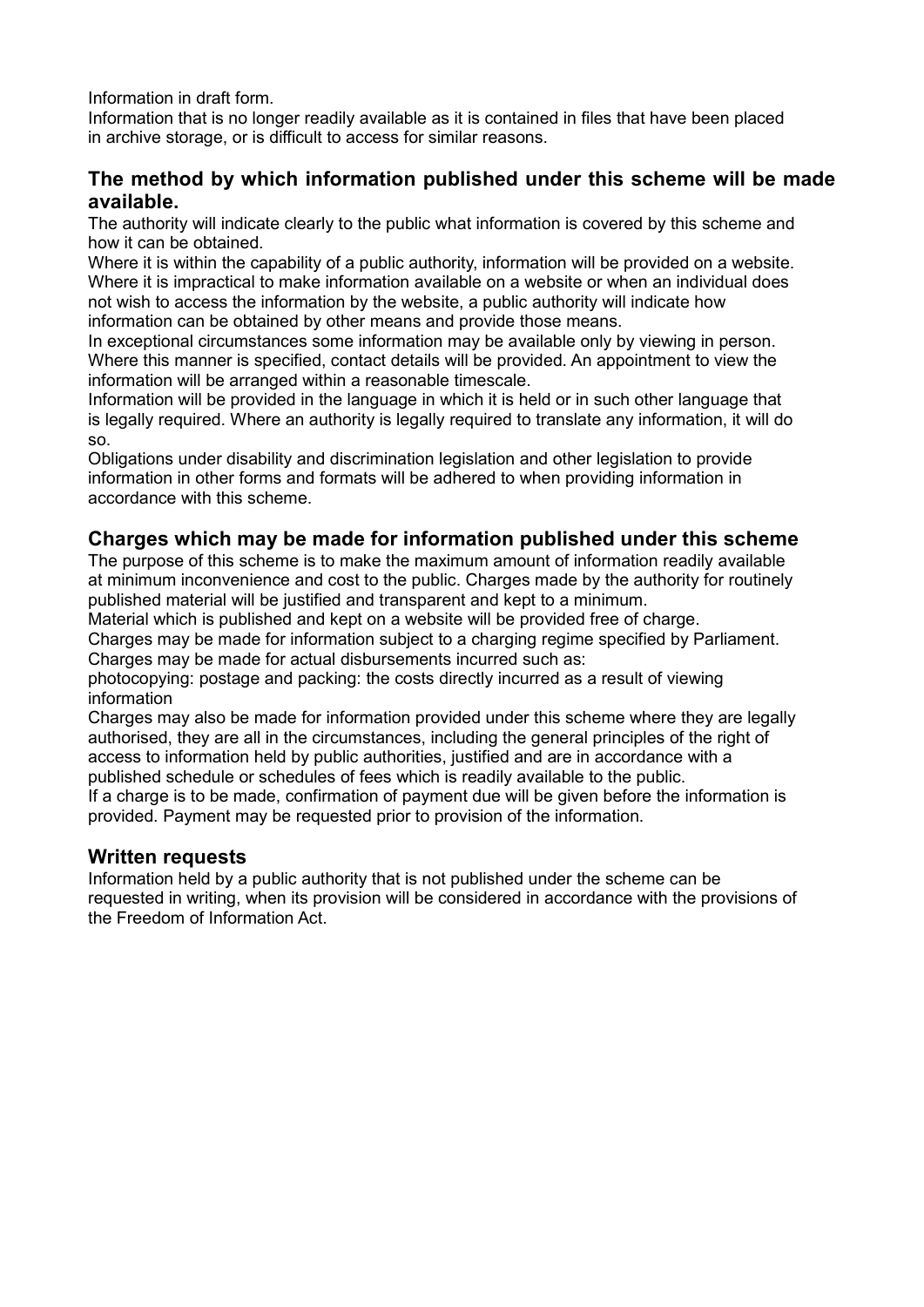Information in draft form.

Information that is no longer readily available as it is contained in files that have been placed in archive storage, or is difficult to access for similar reasons.

## The method by which information published under this scheme will be made available.

The authority will indicate clearly to the public what information is covered by this scheme and how it can be obtained.

Where it is within the capability of a public authority, information will be provided on a website. Where it is impractical to make information available on a website or when an individual does not wish to access the information by the website, a public authority will indicate how information can be obtained by other means and provide those means.

In exceptional circumstances some information may be available only by viewing in person. Where this manner is specified, contact details will be provided. An appointment to view the information will be arranged within a reasonable timescale.

Information will be provided in the language in which it is held or in such other language that is legally required. Where an authority is legally required to translate any information, it will do so.

Obligations under disability and discrimination legislation and other legislation to provide information in other forms and formats will be adhered to when providing information in accordance with this scheme.

## Charges which may be made for information published under this scheme

The purpose of this scheme is to make the maximum amount of information readily available at minimum inconvenience and cost to the public. Charges made by the authority for routinely published material will be justified and transparent and kept to a minimum.

Material which is published and kept on a website will be provided free of charge.

Charges may be made for information subject to a charging regime specified by Parliament.

Charges may be made for actual disbursements incurred such as:

photocopying: postage and packing: the costs directly incurred as a result of viewing information

Charges may also be made for information provided under this scheme where they are legally authorised, they are all in the circumstances, including the general principles of the right of access to information held by public authorities, justified and are in accordance with a published schedule or schedules of fees which is readily available to the public.

If a charge is to be made, confirmation of payment due will be given before the information is provided. Payment may be requested prior to provision of the information.

## Written requests

Information held by a public authority that is not published under the scheme can be requested in writing, when its provision will be considered in accordance with the provisions of the Freedom of Information Act.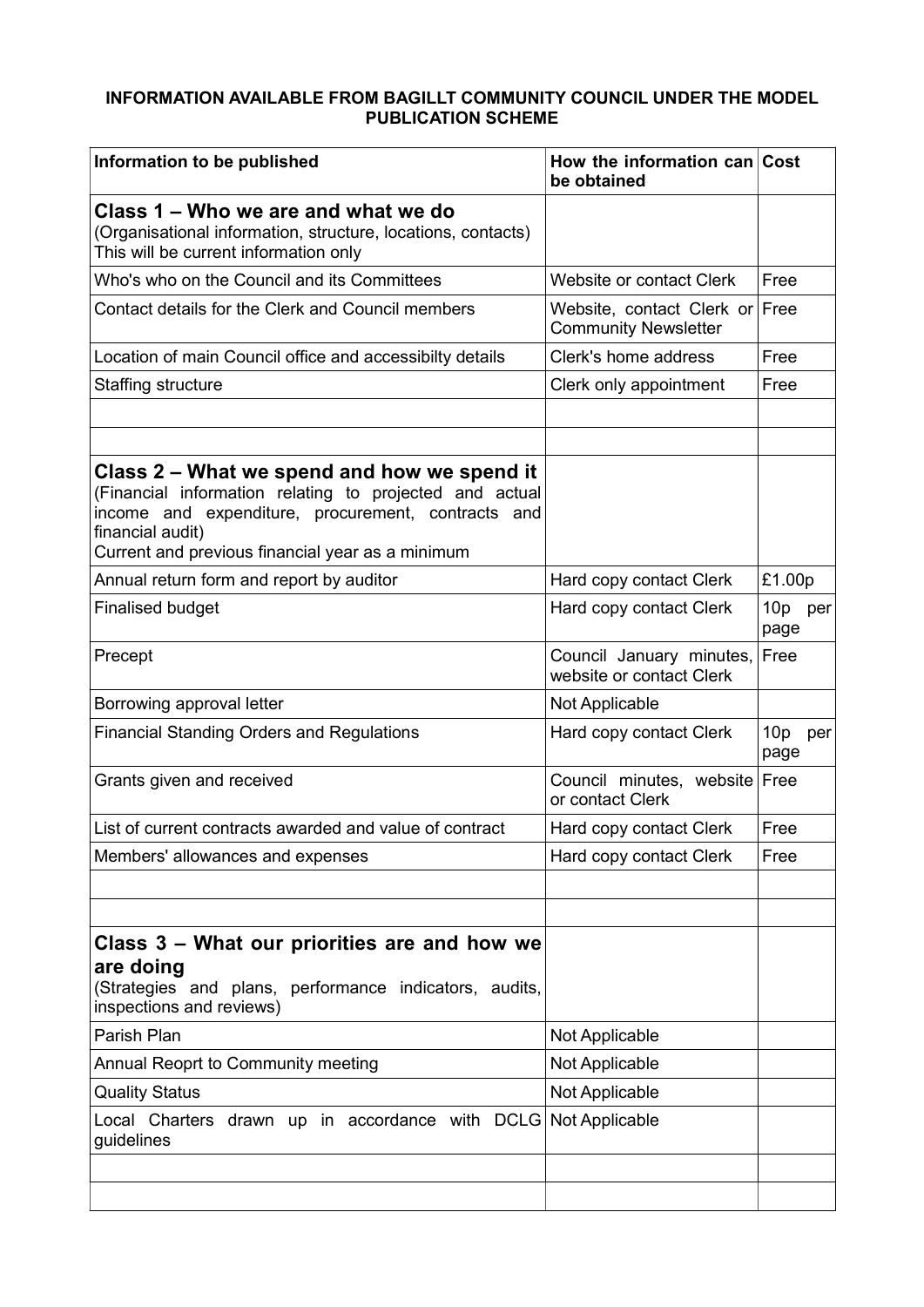**INFORMATION AVAILABLE FROM BAGILLT COMMUNITY COUNCIL UNDER THE MODEL PUBLICATION SCHEME**

| Information to be published | How the information can be obtained | Cost |
|---|---|---|
| **Class 1 – Who we are and what we do**<br>(Organisational information, structure, locations, contacts)<br>This will be current information only | | |
| Who's who on the Council and its Committees | Website or contact Clerk | Free |
| Contact details for the Clerk and Council members | Website, contact Clerk or Community Newsletter | Free |
| Location of main Council office and accessibilty details | Clerk's home address | Free |
| Staffing structure | Clerk only appointment | Free |
| | | |
| | | |
| **Class 2 – What we spend and how we spend it**<br>(Financial information relating to projected and actual income and expenditure, procurement, contracts and financial audit)<br>Current and previous financial year as a minimum | | |
| Annual return form and report by auditor | Hard copy contact Clerk | £1.00p |
| Finalised budget | Hard copy contact Clerk | 10p per page |
| Precept | Council January minutes, website or contact Clerk | Free |
| Borrowing approval letter | Not Applicable | |
| Financial Standing Orders and Regulations | Hard copy contact Clerk | 10p per page |
| Grants given and received | Council minutes, website or contact Clerk | Free |
| List of current contracts awarded and value of contract | Hard copy contact Clerk | Free |
| Members' allowances and expenses | Hard copy contact Clerk | Free |
| | | |
| | | |
| **Class 3 – What our priorities are and how we are doing**<br>(Strategies and plans, performance indicators, audits, inspections and reviews) | | |
| Parish Plan | Not Applicable | |
| Annual Reoprt to Community meeting | Not Applicable | |
| Quality Status | Not Applicable | |
| Local Charters drawn up in accordance with DCLG guidelines | Not Applicable | |
| | | |
| | | |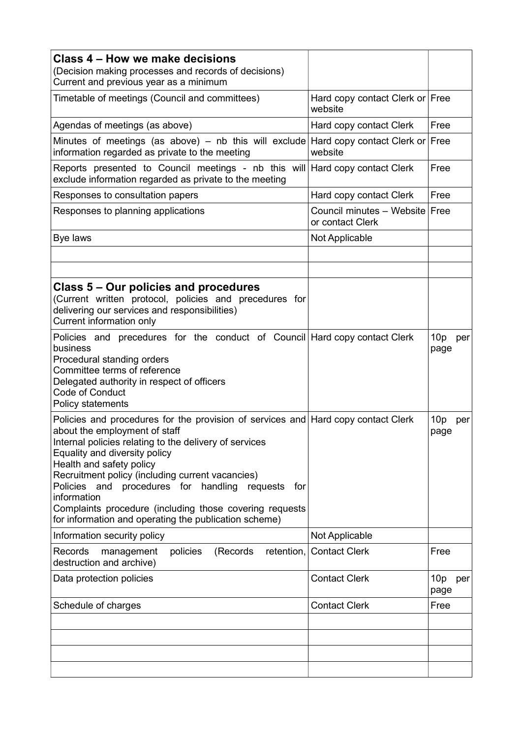| **Class 4 – How we make decisions**<br>(Decision making processes and records of decisions)<br>Current and previous year as a minimum | | |
|---|---|---|
| Timetable of meetings (Council and committees) | Hard copy contact Clerk or website | Free |
| Agendas of meetings (as above) | Hard copy contact Clerk | Free |
| Minutes of meetings (as above) – nb this will exclude information regarded as private to the meeting | Hard copy contact Clerk or website | Free |
| Reports presented to Council meetings - nb this will exclude information regarded as private to the meeting | Hard copy contact Clerk | Free |
| Responses to consultation papers | Hard copy contact Clerk | Free |
| Responses to planning applications | Council minutes – Website or contact Clerk | Free |
| Bye laws | Not Applicable | |
| | | |
| | | |
| **Class 5 – Our policies and procedures**<br>(Current written protocol, policies and precedures for delivering our services and responsibilities)<br>Current information only | | |
| Policies and precedures for the conduct of Council business<br>Procedural standing orders<br>Committee terms of reference<br>Delegated authority in respect of officers<br>Code of Conduct<br>Policy statements | Hard copy contact Clerk | 10p per page |
| Policies and procedures for the provision of services and about the employment of staff<br>Internal policies relating to the delivery of services<br>Equality and diversity policy<br>Health and safety policy<br>Recruitment policy (including current vacancies)<br>Policies and procedures for handling requests for information<br>Complaints procedure (including those covering requests for information and operating the publication scheme) | Hard copy contact Clerk | 10p per page |
| Information security policy | Not Applicable | |
| Records management policies (Records retention, destruction and archive) | Contact Clerk | Free |
| Data protection policies | Contact Clerk | 10p per page |
| Schedule of charges | Contact Clerk | Free |
| | | |
| | | |
| | | |
| | | |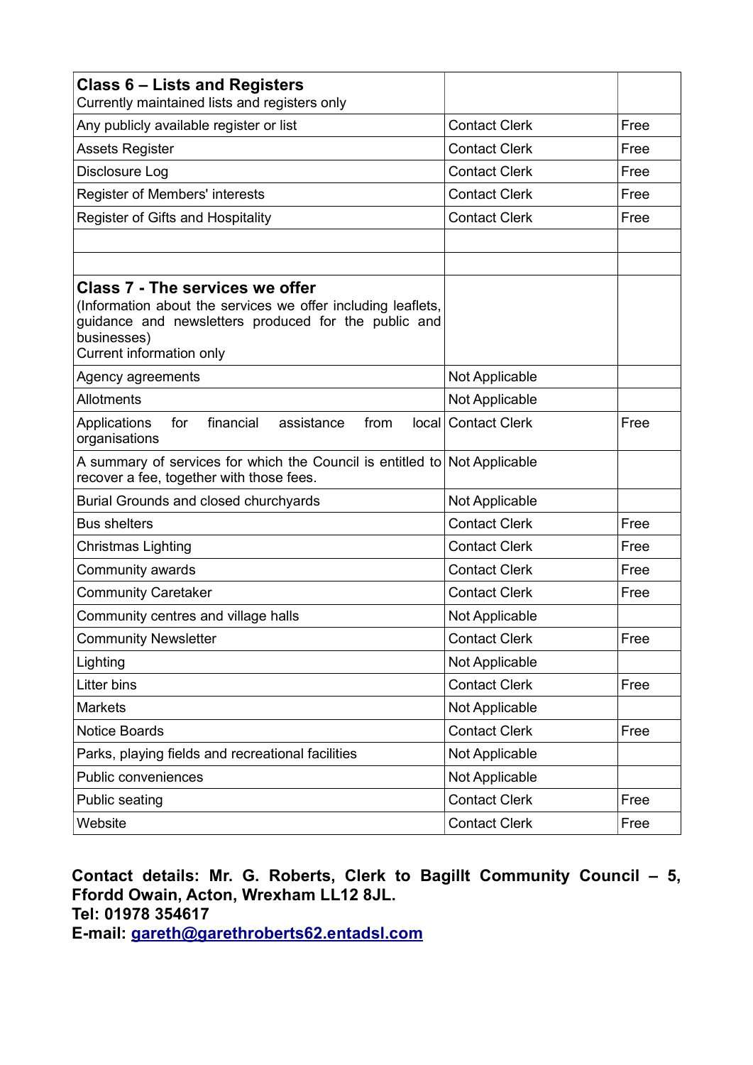| **Class 6 – Lists and Registers**<br>Currently maintained lists and registers only | | |
|---|---|---|
| Any publicly available register or list | Contact Clerk | Free |
| Assets Register | Contact Clerk | Free |
| Disclosure Log | Contact Clerk | Free |
| Register of Members' interests | Contact Clerk | Free |
| Register of Gifts and Hospitality | Contact Clerk | Free |
| | | |
| | | |
| **Class 7 - The services we offer**<br>(Information about the services we offer including leaflets, guidance and newsletters produced for the public and businesses)<br>Current information only | | |
| Agency agreements | Not Applicable | |
| Allotments | Not Applicable | |
| Applications for financial assistance from local organisations | Contact Clerk | Free |
| A summary of services for which the Council is entitled to recover a fee, together with those fees. | Not Applicable | |
| Burial Grounds and closed churchyards | Not Applicable | |
| Bus shelters | Contact Clerk | Free |
| Christmas Lighting | Contact Clerk | Free |
| Community awards | Contact Clerk | Free |
| Community Caretaker | Contact Clerk | Free |
| Community centres and village halls | Not Applicable | |
| Community Newsletter | Contact Clerk | Free |
| Lighting | Not Applicable | |
| Litter bins | Contact Clerk | Free |
| Markets | Not Applicable | |
| Notice Boards | Contact Clerk | Free |
| Parks, playing fields and recreational facilities | Not Applicable | |
| Public conveniences | Not Applicable | |
| Public seating | Contact Clerk | Free |
| Website | Contact Clerk | Free |

**Contact details: Mr. G. Roberts, Clerk to Bagillt Community Council – 5, Ffordd Owain, Acton, Wrexham LL12 8JL.**
**Tel: 01978 354617**
**E-mail: gareth@garethroberts62.entadsl.com**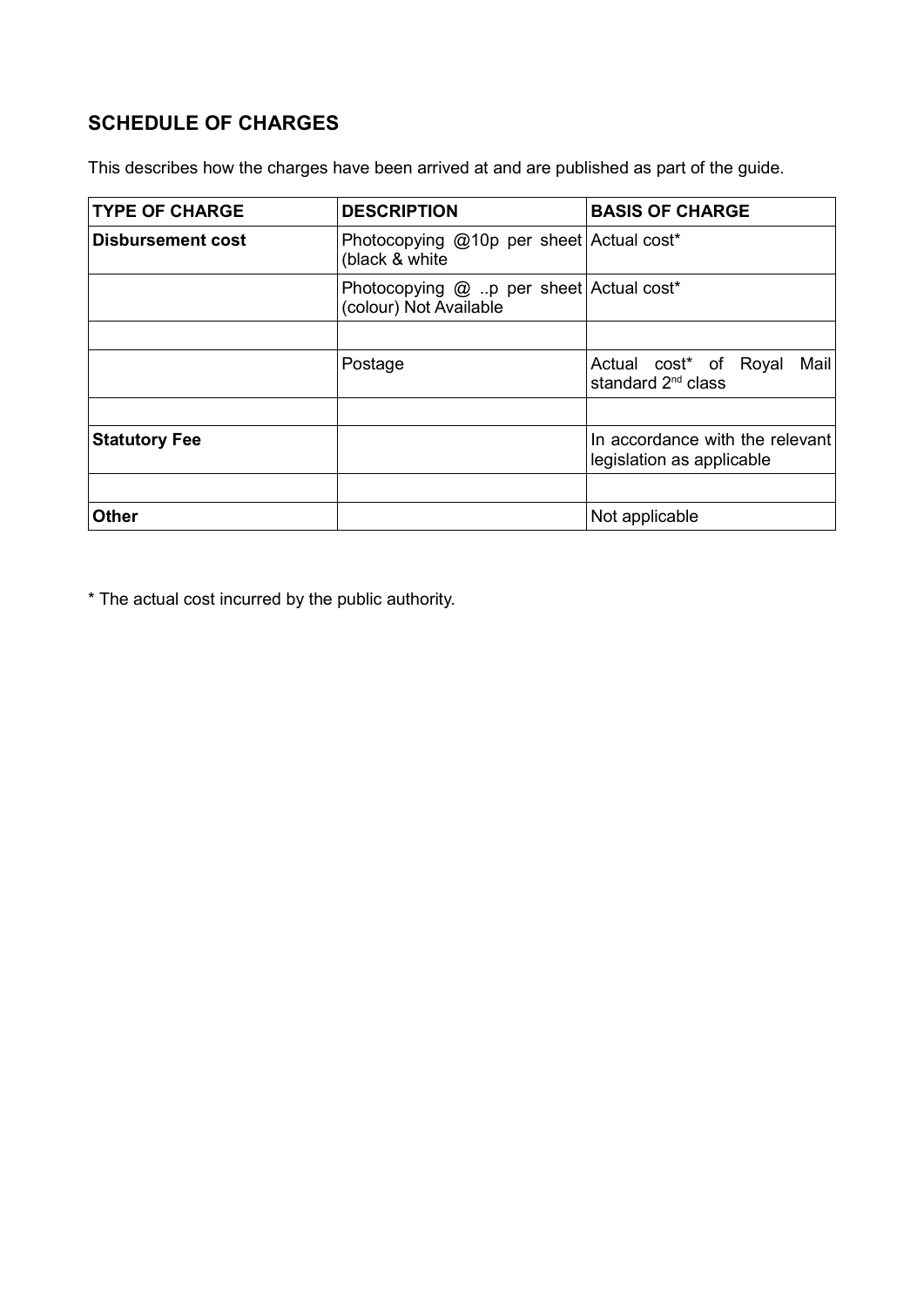## SCHEDULE OF CHARGES

This describes how the charges have been arrived at and are published as part of the guide.

| TYPE OF CHARGE | DESCRIPTION | BASIS OF CHARGE |
|---|---|---|
| **Disbursement cost** | Photocopying @10p per sheet (black & white | Actual cost* |
| | Photocopying @ ..p per sheet (colour) Not Available | Actual cost* |
| | | |
| | Postage | Actual cost* of Royal Mail standard 2nd class |
| | | |
| **Statutory Fee** | | In accordance with the relevant legislation as applicable |
| | | |
| **Other** | | Not applicable |

* The actual cost incurred by the public authority.